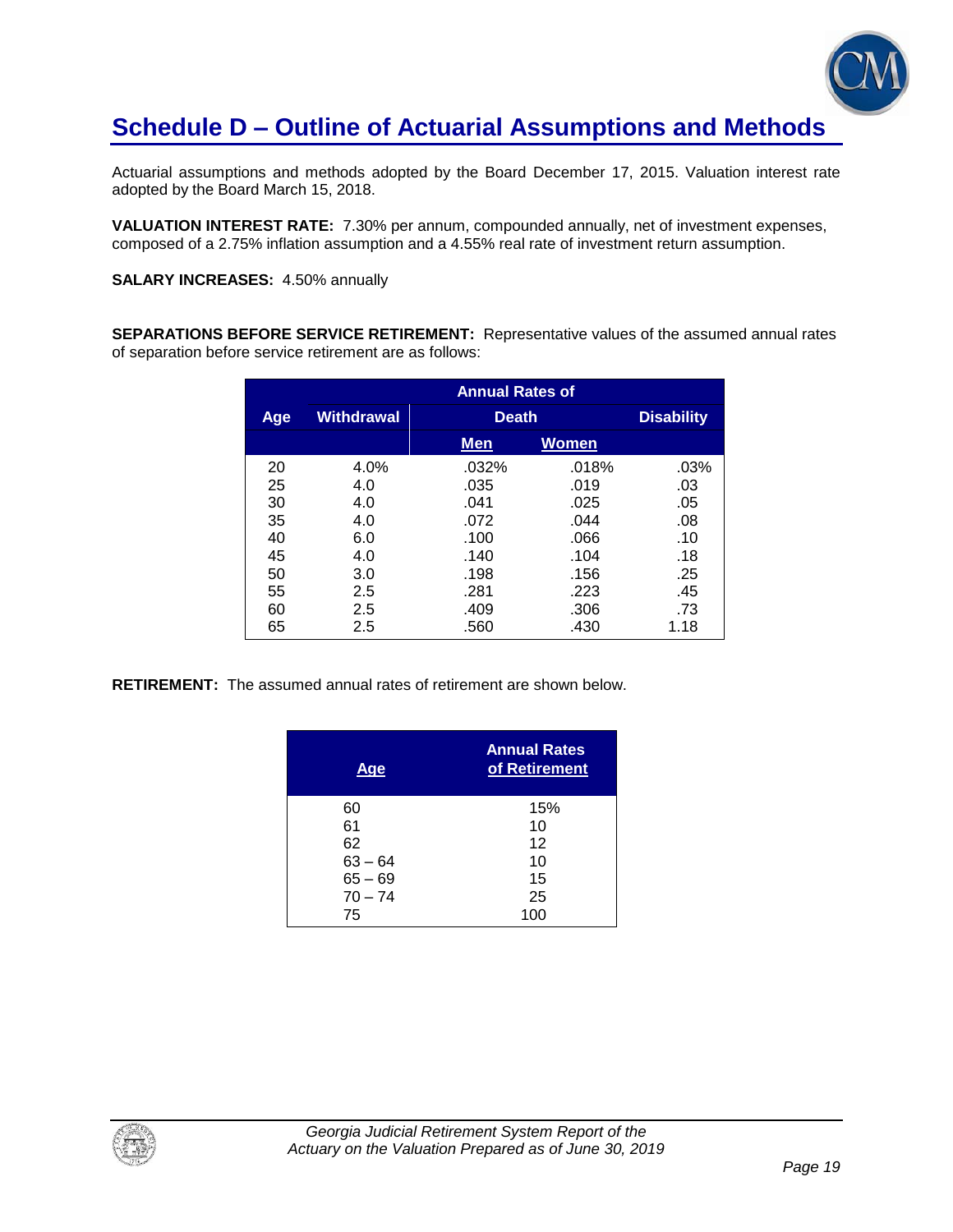## Schedule D – Outline of Actuarial Assumptions and Methods

Actuarial assumptions and methods adopted by the Board December 17, 2015. Valuation interest rate adopted by the Board March 15, 2018.

**VALUATION INTEREST RATE:** 7.30% per annum, compounded annually, net of investment expenses, composed of a 2.75% inflation assumption and a 4.55% real rate of investment return assumption.

**SALARY INCREASES:** 4.50% annually

**SEPARATIONS BEFORE SERVICE RETIREMENT:** Representative values of the assumed annual rates of separation before service retirement are as follows:

| | Annual Rates of | | | |
|---|---|---|---|---|
| Age | Withdrawal | Death | | Disability |
| | | Men | Women | |
| 20 | 4.0% | .032% | .018% | .03% |
| 25 | 4.0 | .035 | .019 | .03 |
| 30 | 4.0 | .041 | .025 | .05 |
| 35 | 4.0 | .072 | .044 | .08 |
| 40 | 6.0 | .100 | .066 | .10 |
| 45 | 4.0 | .140 | .104 | .18 |
| 50 | 3.0 | .198 | .156 | .25 |
| 55 | 2.5 | .281 | .223 | .45 |
| 60 | 2.5 | .409 | .306 | .73 |
| 65 | 2.5 | .560 | .430 | 1.18 |

**RETIREMENT:** The assumed annual rates of retirement are shown below.

| Age | Annual Rates of Retirement |
|---|---|
| 60 | 15% |
| 61 | 10 |
| 62 | 12 |
| 63 – 64 | 10 |
| 65 – 69 | 15 |
| 70 – 74 | 25 |
| 75 | 100 |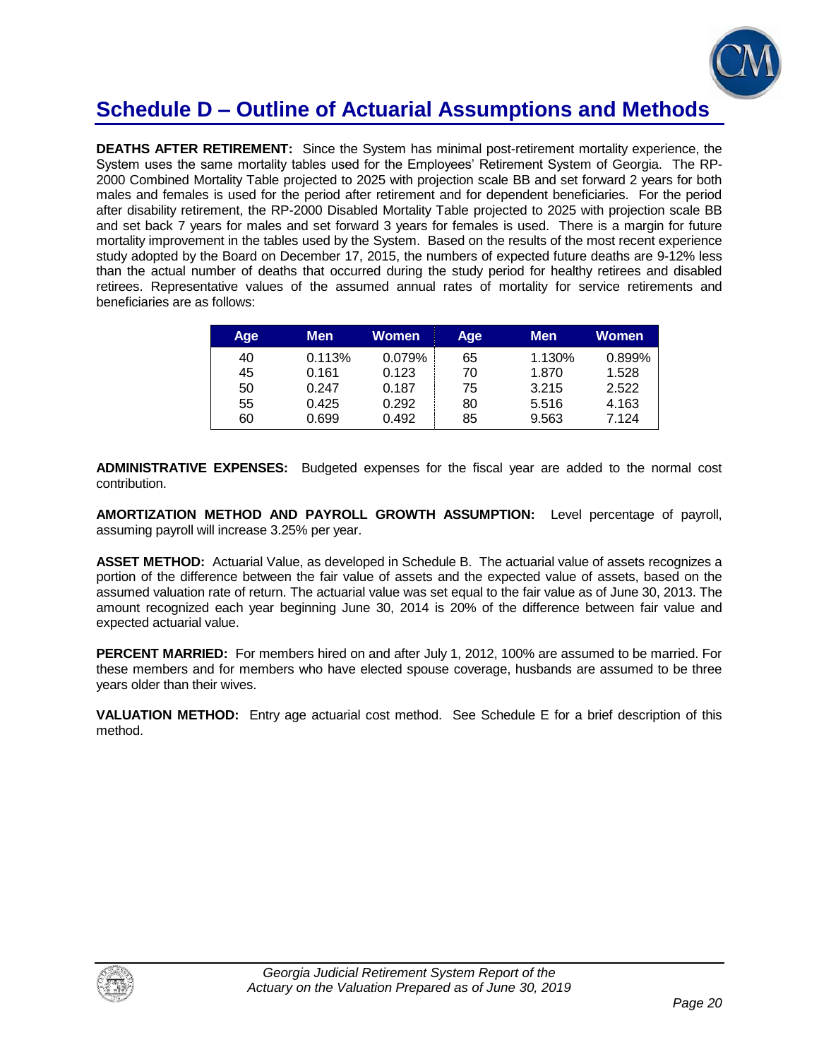## Schedule D – Outline of Actuarial Assumptions and Methods

**DEATHS AFTER RETIREMENT:** Since the System has minimal post-retirement mortality experience, the System uses the same mortality tables used for the Employees' Retirement System of Georgia. The RP-2000 Combined Mortality Table projected to 2025 with projection scale BB and set forward 2 years for both males and females is used for the period after retirement and for dependent beneficiaries. For the period after disability retirement, the RP-2000 Disabled Mortality Table projected to 2025 with projection scale BB and set back 7 years for males and set forward 3 years for females is used. There is a margin for future mortality improvement in the tables used by the System. Based on the results of the most recent experience study adopted by the Board on December 17, 2015, the numbers of expected future deaths are 9-12% less than the actual number of deaths that occurred during the study period for healthy retirees and disabled retirees. Representative values of the assumed annual rates of mortality for service retirements and beneficiaries are as follows:

| Age | Men | Women | Age | Men | Women |
|---|---|---|---|---|---|
| 40 | 0.113% | 0.079% | 65 | 1.130% | 0.899% |
| 45 | 0.161 | 0.123 | 70 | 1.870 | 1.528 |
| 50 | 0.247 | 0.187 | 75 | 3.215 | 2.522 |
| 55 | 0.425 | 0.292 | 80 | 5.516 | 4.163 |
| 60 | 0.699 | 0.492 | 85 | 9.563 | 7.124 |

**ADMINISTRATIVE EXPENSES:** Budgeted expenses for the fiscal year are added to the normal cost contribution.

**AMORTIZATION METHOD AND PAYROLL GROWTH ASSUMPTION:** Level percentage of payroll, assuming payroll will increase 3.25% per year.

**ASSET METHOD:** Actuarial Value, as developed in Schedule B. The actuarial value of assets recognizes a portion of the difference between the fair value of assets and the expected value of assets, based on the assumed valuation rate of return. The actuarial value was set equal to the fair value as of June 30, 2013. The amount recognized each year beginning June 30, 2014 is 20% of the difference between fair value and expected actuarial value.

**PERCENT MARRIED:** For members hired on and after July 1, 2012, 100% are assumed to be married. For these members and for members who have elected spouse coverage, husbands are assumed to be three years older than their wives.

**VALUATION METHOD:** Entry age actuarial cost method. See Schedule E for a brief description of this method.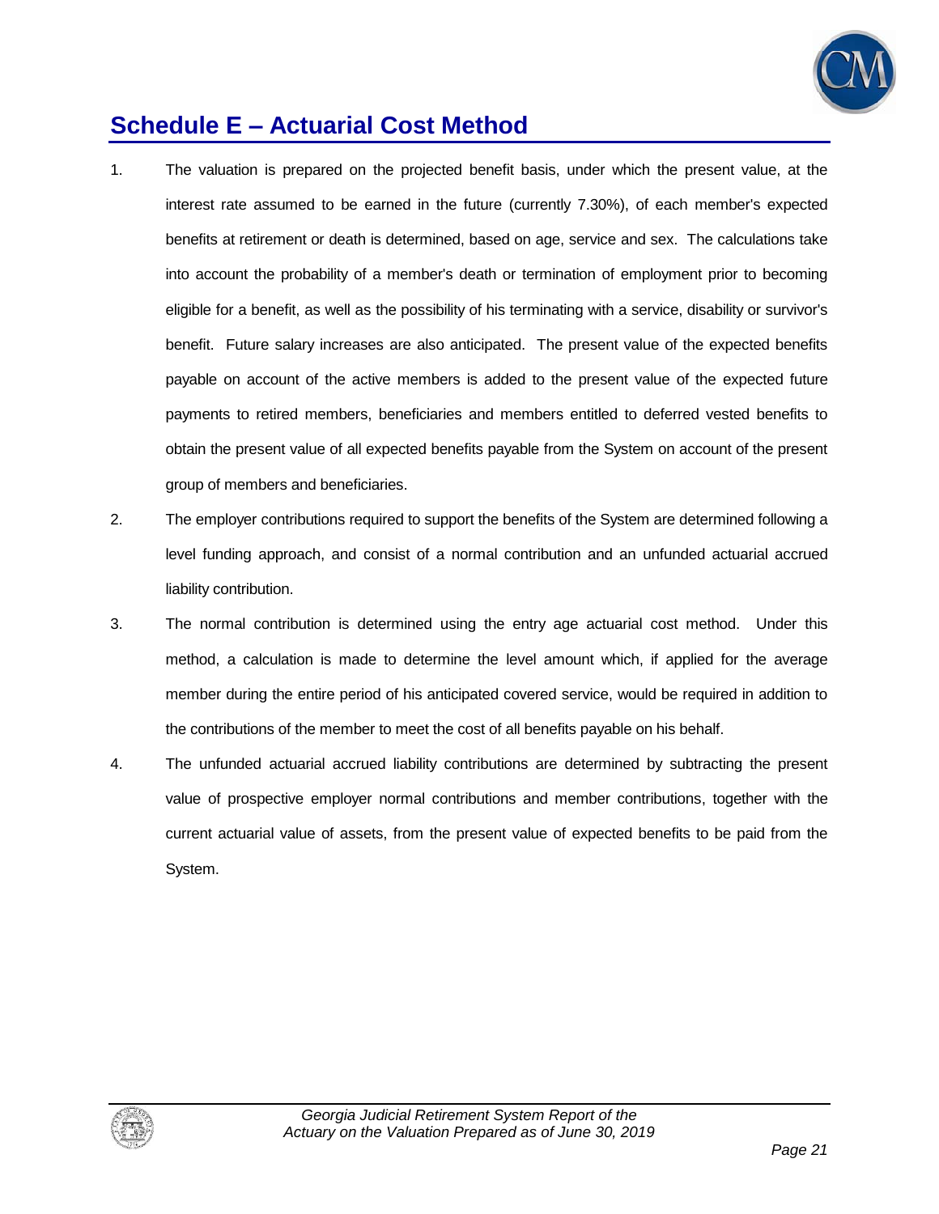## Schedule E – Actuarial Cost Method

1. The valuation is prepared on the projected benefit basis, under which the present value, at the interest rate assumed to be earned in the future (currently 7.30%), of each member's expected benefits at retirement or death is determined, based on age, service and sex. The calculations take into account the probability of a member's death or termination of employment prior to becoming eligible for a benefit, as well as the possibility of his terminating with a service, disability or survivor's benefit. Future salary increases are also anticipated. The present value of the expected benefits payable on account of the active members is added to the present value of the expected future payments to retired members, beneficiaries and members entitled to deferred vested benefits to obtain the present value of all expected benefits payable from the System on account of the present group of members and beneficiaries.

2. The employer contributions required to support the benefits of the System are determined following a level funding approach, and consist of a normal contribution and an unfunded actuarial accrued liability contribution.

3. The normal contribution is determined using the entry age actuarial cost method. Under this method, a calculation is made to determine the level amount which, if applied for the average member during the entire period of his anticipated covered service, would be required in addition to the contributions of the member to meet the cost of all benefits payable on his behalf.

4. The unfunded actuarial accrued liability contributions are determined by subtracting the present value of prospective employer normal contributions and member contributions, together with the current actuarial value of assets, from the present value of expected benefits to be paid from the System.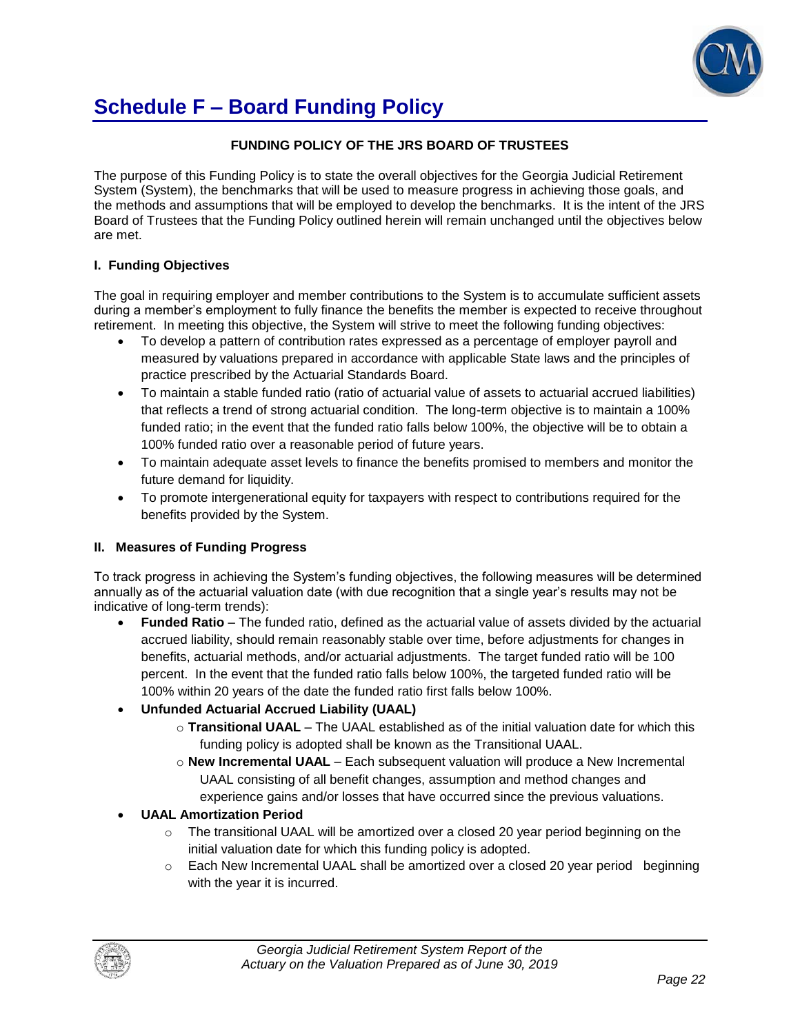# Schedule F – Board Funding Policy

**FUNDING POLICY OF THE JRS BOARD OF TRUSTEES**

The purpose of this Funding Policy is to state the overall objectives for the Georgia Judicial Retirement System (System), the benchmarks that will be used to measure progress in achieving those goals, and the methods and assumptions that will be employed to develop the benchmarks. It is the intent of the JRS Board of Trustees that the Funding Policy outlined herein will remain unchanged until the objectives below are met.

### I. Funding Objectives

The goal in requiring employer and member contributions to the System is to accumulate sufficient assets during a member's employment to fully finance the benefits the member is expected to receive throughout retirement. In meeting this objective, the System will strive to meet the following funding objectives:

- To develop a pattern of contribution rates expressed as a percentage of employer payroll and measured by valuations prepared in accordance with applicable State laws and the principles of practice prescribed by the Actuarial Standards Board.
- To maintain a stable funded ratio (ratio of actuarial value of assets to actuarial accrued liabilities) that reflects a trend of strong actuarial condition. The long-term objective is to maintain a 100% funded ratio; in the event that the funded ratio falls below 100%, the objective will be to obtain a 100% funded ratio over a reasonable period of future years.
- To maintain adequate asset levels to finance the benefits promised to members and monitor the future demand for liquidity.
- To promote intergenerational equity for taxpayers with respect to contributions required for the benefits provided by the System.

### II. Measures of Funding Progress

To track progress in achieving the System's funding objectives, the following measures will be determined annually as of the actuarial valuation date (with due recognition that a single year's results may not be indicative of long-term trends):

- **Funded Ratio** – The funded ratio, defined as the actuarial value of assets divided by the actuarial accrued liability, should remain reasonably stable over time, before adjustments for changes in benefits, actuarial methods, and/or actuarial adjustments. The target funded ratio will be 100 percent. In the event that the funded ratio falls below 100%, the targeted funded ratio will be 100% within 20 years of the date the funded ratio first falls below 100%.
- **Unfunded Actuarial Accrued Liability (UAAL)**
  - **Transitional UAAL** – The UAAL established as of the initial valuation date for which this funding policy is adopted shall be known as the Transitional UAAL.
  - **New Incremental UAAL** – Each subsequent valuation will produce a New Incremental UAAL consisting of all benefit changes, assumption and method changes and experience gains and/or losses that have occurred since the previous valuations.
- **UAAL Amortization Period**
  - The transitional UAAL will be amortized over a closed 20 year period beginning on the initial valuation date for which this funding policy is adopted.
  - Each New Incremental UAAL shall be amortized over a closed 20 year period beginning with the year it is incurred.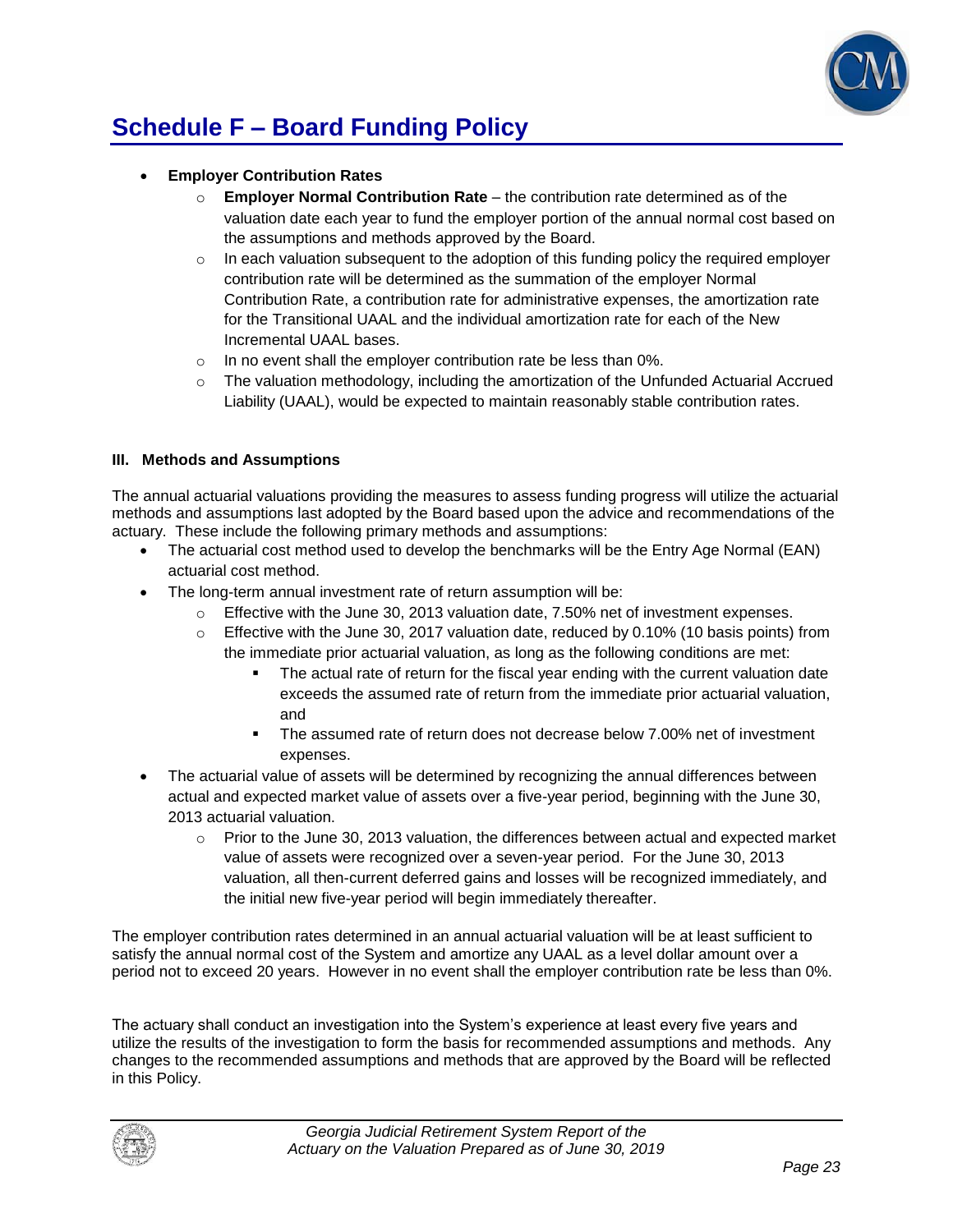# Schedule F – Board Funding Policy

- **Employer Contribution Rates**
  - **Employer Normal Contribution Rate** – the contribution rate determined as of the valuation date each year to fund the employer portion of the annual normal cost based on the assumptions and methods approved by the Board.
  - In each valuation subsequent to the adoption of this funding policy the required employer contribution rate will be determined as the summation of the employer Normal Contribution Rate, a contribution rate for administrative expenses, the amortization rate for the Transitional UAAL and the individual amortization rate for each of the New Incremental UAAL bases.
  - In no event shall the employer contribution rate be less than 0%.
  - The valuation methodology, including the amortization of the Unfunded Actuarial Accrued Liability (UAAL), would be expected to maintain reasonably stable contribution rates.

**III. Methods and Assumptions**

The annual actuarial valuations providing the measures to assess funding progress will utilize the actuarial methods and assumptions last adopted by the Board based upon the advice and recommendations of the actuary. These include the following primary methods and assumptions:

- The actuarial cost method used to develop the benchmarks will be the Entry Age Normal (EAN) actuarial cost method.
- The long-term annual investment rate of return assumption will be:
  - Effective with the June 30, 2013 valuation date, 7.50% net of investment expenses.
  - Effective with the June 30, 2017 valuation date, reduced by 0.10% (10 basis points) from the immediate prior actuarial valuation, as long as the following conditions are met:
    - The actual rate of return for the fiscal year ending with the current valuation date exceeds the assumed rate of return from the immediate prior actuarial valuation, and
    - The assumed rate of return does not decrease below 7.00% net of investment expenses.
- The actuarial value of assets will be determined by recognizing the annual differences between actual and expected market value of assets over a five-year period, beginning with the June 30, 2013 actuarial valuation.
  - Prior to the June 30, 2013 valuation, the differences between actual and expected market value of assets were recognized over a seven-year period. For the June 30, 2013 valuation, all then-current deferred gains and losses will be recognized immediately, and the initial new five-year period will begin immediately thereafter.

The employer contribution rates determined in an annual actuarial valuation will be at least sufficient to satisfy the annual normal cost of the System and amortize any UAAL as a level dollar amount over a period not to exceed 20 years. However in no event shall the employer contribution rate be less than 0%.

The actuary shall conduct an investigation into the System's experience at least every five years and utilize the results of the investigation to form the basis for recommended assumptions and methods. Any changes to the recommended assumptions and methods that are approved by the Board will be reflected in this Policy.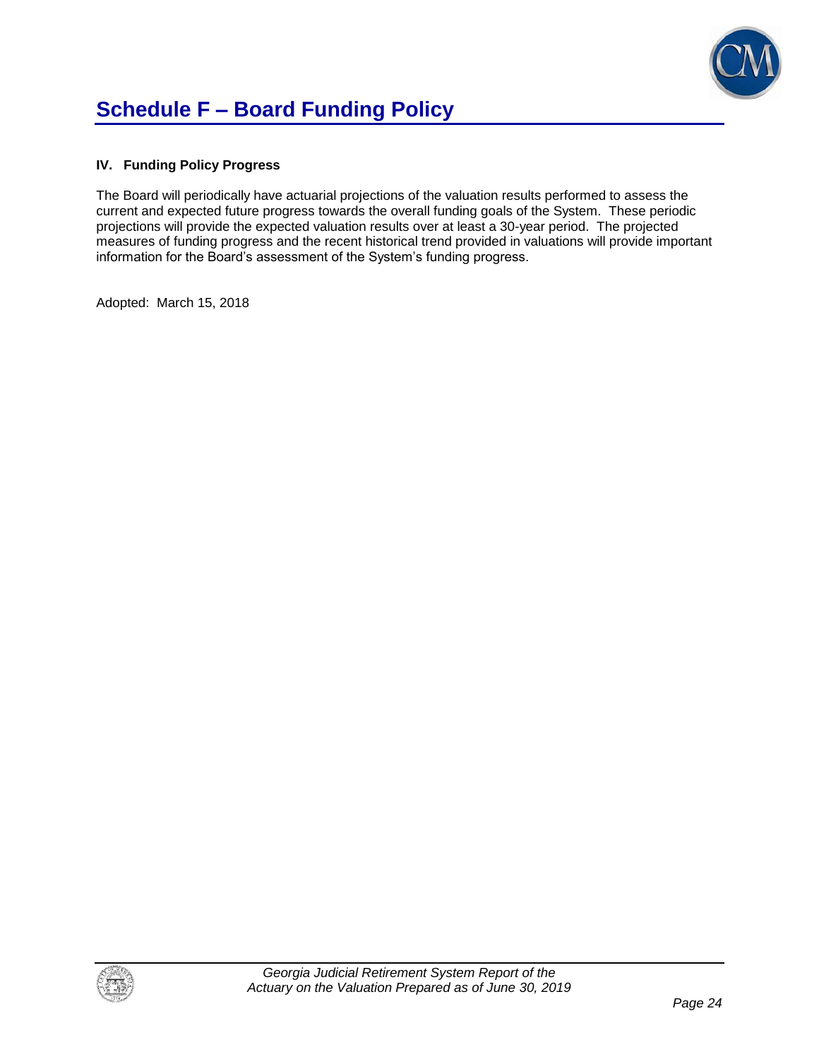# Schedule F – Board Funding Policy

### IV. Funding Policy Progress

The Board will periodically have actuarial projections of the valuation results performed to assess the current and expected future progress towards the overall funding goals of the System. These periodic projections will provide the expected valuation results over at least a 30-year period. The projected measures of funding progress and the recent historical trend provided in valuations will provide important information for the Board's assessment of the System's funding progress.

Adopted: March 15, 2018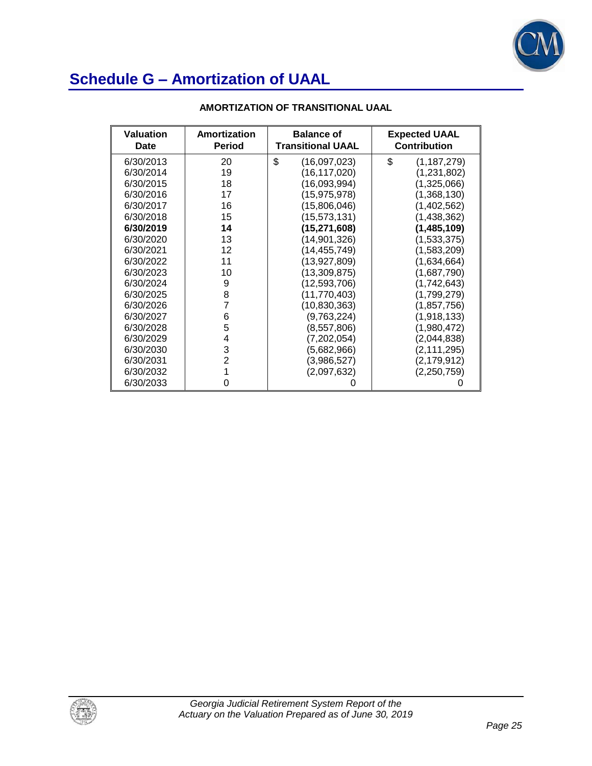# Schedule G – Amortization of UAAL

**AMORTIZATION OF TRANSITIONAL UAAL**

| Valuation Date | Amortization Period | Balance of Transitional UAAL | Expected UAAL Contribution |
|---|---|---|---|
| 6/30/2013 | 20 | $ (16,097,023) | $ (1,187,279) |
| 6/30/2014 | 19 | (16,117,020) | (1,231,802) |
| 6/30/2015 | 18 | (16,093,994) | (1,325,066) |
| 6/30/2016 | 17 | (15,975,978) | (1,368,130) |
| 6/30/2017 | 16 | (15,806,046) | (1,402,562) |
| 6/30/2018 | 15 | (15,573,131) | (1,438,362) |
| **6/30/2019** | **14** | **(15,271,608)** | **(1,485,109)** |
| 6/30/2020 | 13 | (14,901,326) | (1,533,375) |
| 6/30/2021 | 12 | (14,455,749) | (1,583,209) |
| 6/30/2022 | 11 | (13,927,809) | (1,634,664) |
| 6/30/2023 | 10 | (13,309,875) | (1,687,790) |
| 6/30/2024 | 9 | (12,593,706) | (1,742,643) |
| 6/30/2025 | 8 | (11,770,403) | (1,799,279) |
| 6/30/2026 | 7 | (10,830,363) | (1,857,756) |
| 6/30/2027 | 6 | (9,763,224) | (1,918,133) |
| 6/30/2028 | 5 | (8,557,806) | (1,980,472) |
| 6/30/2029 | 4 | (7,202,054) | (2,044,838) |
| 6/30/2030 | 3 | (5,682,966) | (2,111,295) |
| 6/30/2031 | 2 | (3,986,527) | (2,179,912) |
| 6/30/2032 | 1 | (2,097,632) | (2,250,759) |
| 6/30/2033 | 0 | 0 | 0 |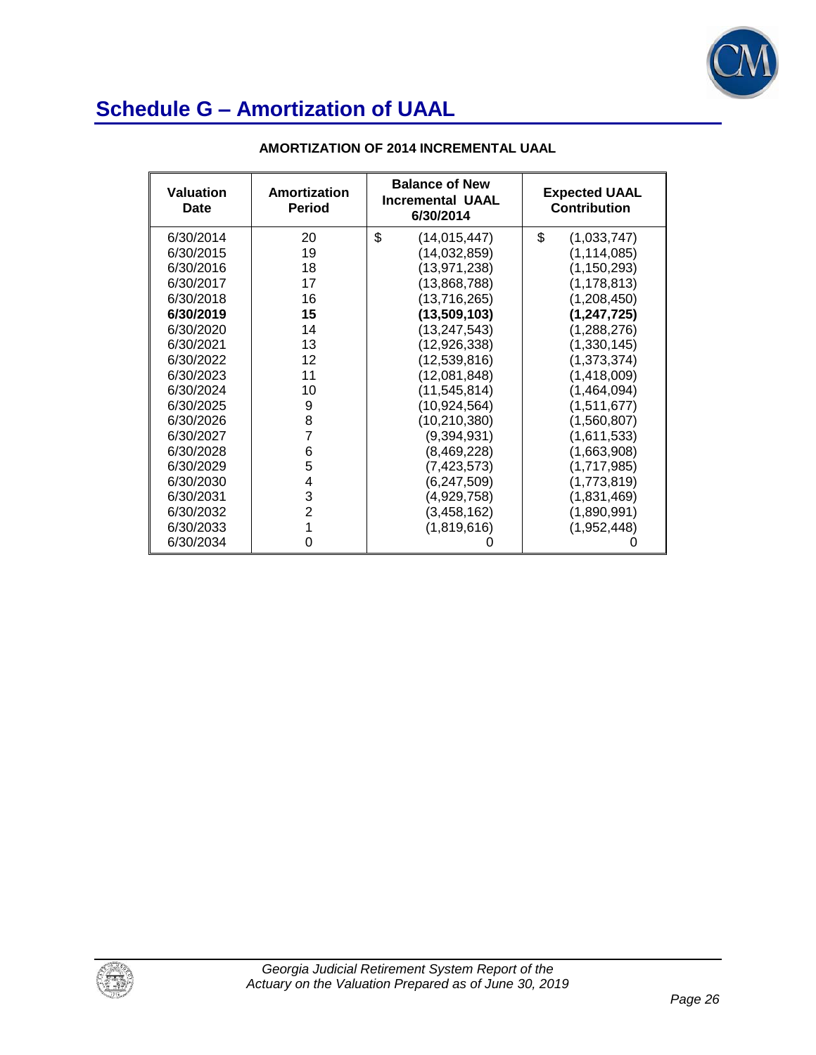# Schedule G – Amortization of UAAL

**AMORTIZATION OF 2014 INCREMENTAL UAAL**

| Valuation Date | Amortization Period | Balance of New Incremental UAAL 6/30/2014 | Expected UAAL Contribution |
|---|---|---|---|
| 6/30/2014 | 20 | $ (14,015,447) | $ (1,033,747) |
| 6/30/2015 | 19 | (14,032,859) | (1,114,085) |
| 6/30/2016 | 18 | (13,971,238) | (1,150,293) |
| 6/30/2017 | 17 | (13,868,788) | (1,178,813) |
| 6/30/2018 | 16 | (13,716,265) | (1,208,450) |
| **6/30/2019** | **15** | **(13,509,103)** | **(1,247,725)** |
| 6/30/2020 | 14 | (13,247,543) | (1,288,276) |
| 6/30/2021 | 13 | (12,926,338) | (1,330,145) |
| 6/30/2022 | 12 | (12,539,816) | (1,373,374) |
| 6/30/2023 | 11 | (12,081,848) | (1,418,009) |
| 6/30/2024 | 10 | (11,545,814) | (1,464,094) |
| 6/30/2025 | 9 | (10,924,564) | (1,511,677) |
| 6/30/2026 | 8 | (10,210,380) | (1,560,807) |
| 6/30/2027 | 7 | (9,394,931) | (1,611,533) |
| 6/30/2028 | 6 | (8,469,228) | (1,663,908) |
| 6/30/2029 | 5 | (7,423,573) | (1,717,985) |
| 6/30/2030 | 4 | (6,247,509) | (1,773,819) |
| 6/30/2031 | 3 | (4,929,758) | (1,831,469) |
| 6/30/2032 | 2 | (3,458,162) | (1,890,991) |
| 6/30/2033 | 1 | (1,819,616) | (1,952,448) |
| 6/30/2034 | 0 | 0 | 0 |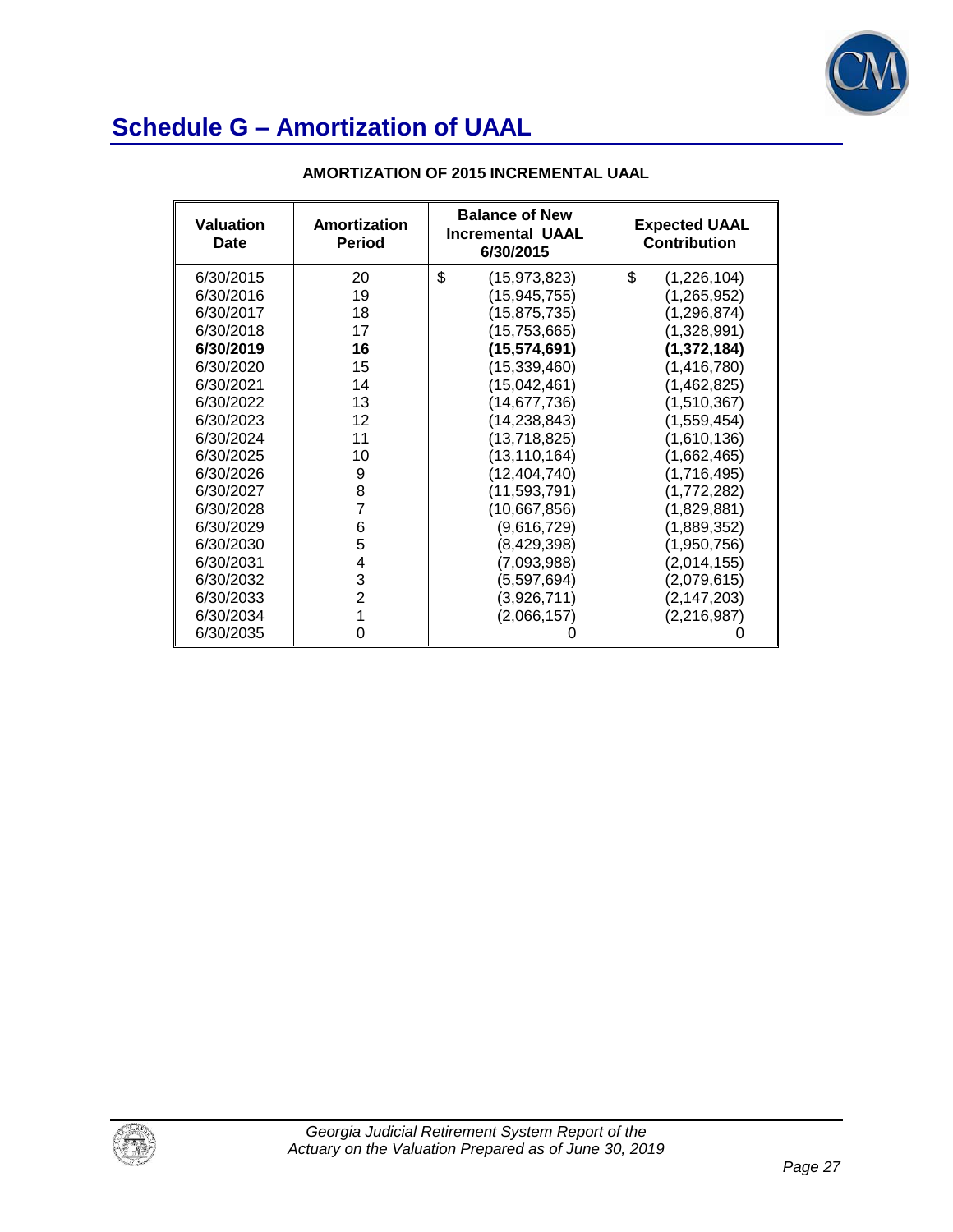# Schedule G – Amortization of UAAL

**AMORTIZATION OF 2015 INCREMENTAL UAAL**

| Valuation Date | Amortization Period | Balance of New Incremental UAAL 6/30/2015 | Expected UAAL Contribution |
|---|---|---|---|
| 6/30/2015 | 20 | $ (15,973,823) | $ (1,226,104) |
| 6/30/2016 | 19 | (15,945,755) | (1,265,952) |
| 6/30/2017 | 18 | (15,875,735) | (1,296,874) |
| 6/30/2018 | 17 | (15,753,665) | (1,328,991) |
| **6/30/2019** | **16** | **(15,574,691)** | **(1,372,184)** |
| 6/30/2020 | 15 | (15,339,460) | (1,416,780) |
| 6/30/2021 | 14 | (15,042,461) | (1,462,825) |
| 6/30/2022 | 13 | (14,677,736) | (1,510,367) |
| 6/30/2023 | 12 | (14,238,843) | (1,559,454) |
| 6/30/2024 | 11 | (13,718,825) | (1,610,136) |
| 6/30/2025 | 10 | (13,110,164) | (1,662,465) |
| 6/30/2026 | 9 | (12,404,740) | (1,716,495) |
| 6/30/2027 | 8 | (11,593,791) | (1,772,282) |
| 6/30/2028 | 7 | (10,667,856) | (1,829,881) |
| 6/30/2029 | 6 | (9,616,729) | (1,889,352) |
| 6/30/2030 | 5 | (8,429,398) | (1,950,756) |
| 6/30/2031 | 4 | (7,093,988) | (2,014,155) |
| 6/30/2032 | 3 | (5,597,694) | (2,079,615) |
| 6/30/2033 | 2 | (3,926,711) | (2,147,203) |
| 6/30/2034 | 1 | (2,066,157) | (2,216,987) |
| 6/30/2035 | 0 | 0 | 0 |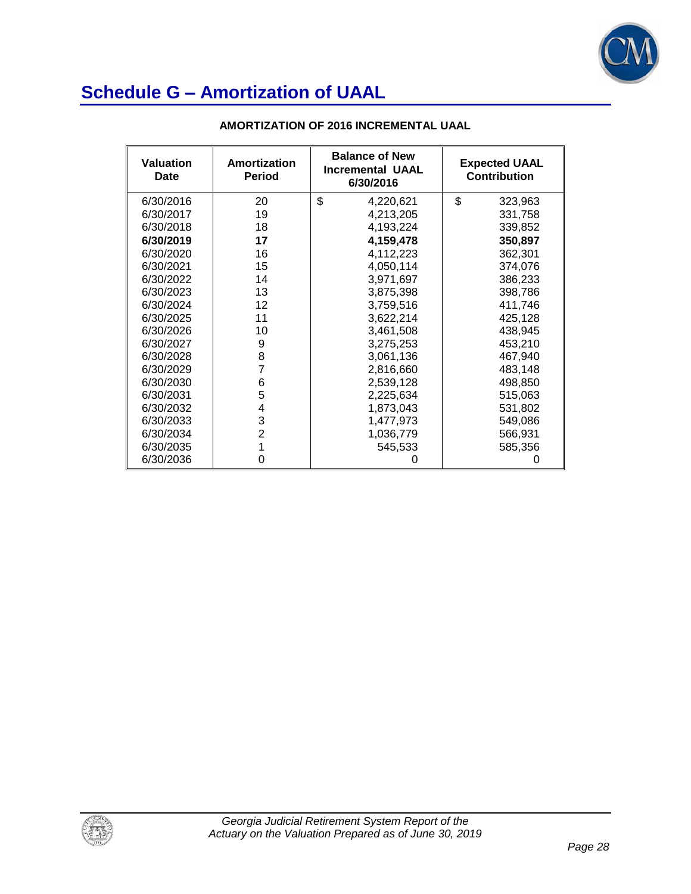# Schedule G – Amortization of UAAL

**AMORTIZATION OF 2016 INCREMENTAL UAAL**

| Valuation Date | Amortization Period | Balance of New Incremental UAAL 6/30/2016 | Expected UAAL Contribution |
|---|---|---|---|
| 6/30/2016 | 20 | $ 4,220,621 | $ 323,963 |
| 6/30/2017 | 19 | 4,213,205 | 331,758 |
| 6/30/2018 | 18 | 4,193,224 | 339,852 |
| **6/30/2019** | **17** | **4,159,478** | **350,897** |
| 6/30/2020 | 16 | 4,112,223 | 362,301 |
| 6/30/2021 | 15 | 4,050,114 | 374,076 |
| 6/30/2022 | 14 | 3,971,697 | 386,233 |
| 6/30/2023 | 13 | 3,875,398 | 398,786 |
| 6/30/2024 | 12 | 3,759,516 | 411,746 |
| 6/30/2025 | 11 | 3,622,214 | 425,128 |
| 6/30/2026 | 10 | 3,461,508 | 438,945 |
| 6/30/2027 | 9 | 3,275,253 | 453,210 |
| 6/30/2028 | 8 | 3,061,136 | 467,940 |
| 6/30/2029 | 7 | 2,816,660 | 483,148 |
| 6/30/2030 | 6 | 2,539,128 | 498,850 |
| 6/30/2031 | 5 | 2,225,634 | 515,063 |
| 6/30/2032 | 4 | 1,873,043 | 531,802 |
| 6/30/2033 | 3 | 1,477,973 | 549,086 |
| 6/30/2034 | 2 | 1,036,779 | 566,931 |
| 6/30/2035 | 1 | 545,533 | 585,356 |
| 6/30/2036 | 0 | 0 | 0 |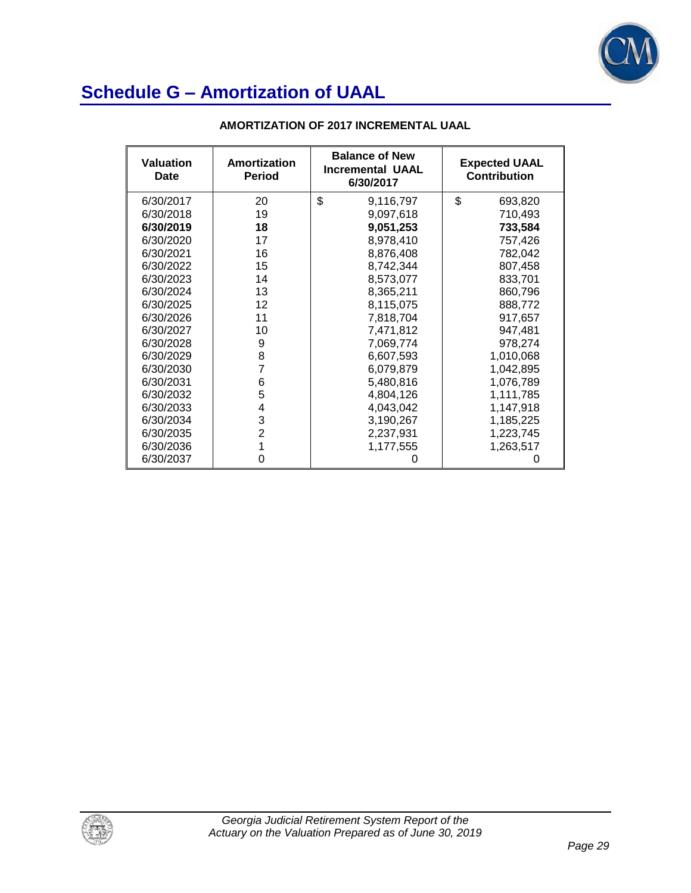# Schedule G – Amortization of UAAL

**AMORTIZATION OF 2017 INCREMENTAL UAAL**

| Valuation Date | Amortization Period | Balance of New Incremental UAAL 6/30/2017 | Expected UAAL Contribution |
|---|---|---|---|
| 6/30/2017 | 20 | $ 9,116,797 | $ 693,820 |
| 6/30/2018 | 19 | 9,097,618 | 710,493 |
| **6/30/2019** | **18** | **9,051,253** | **733,584** |
| 6/30/2020 | 17 | 8,978,410 | 757,426 |
| 6/30/2021 | 16 | 8,876,408 | 782,042 |
| 6/30/2022 | 15 | 8,742,344 | 807,458 |
| 6/30/2023 | 14 | 8,573,077 | 833,701 |
| 6/30/2024 | 13 | 8,365,211 | 860,796 |
| 6/30/2025 | 12 | 8,115,075 | 888,772 |
| 6/30/2026 | 11 | 7,818,704 | 917,657 |
| 6/30/2027 | 10 | 7,471,812 | 947,481 |
| 6/30/2028 | 9 | 7,069,774 | 978,274 |
| 6/30/2029 | 8 | 6,607,593 | 1,010,068 |
| 6/30/2030 | 7 | 6,079,879 | 1,042,895 |
| 6/30/2031 | 6 | 5,480,816 | 1,076,789 |
| 6/30/2032 | 5 | 4,804,126 | 1,111,785 |
| 6/30/2033 | 4 | 4,043,042 | 1,147,918 |
| 6/30/2034 | 3 | 3,190,267 | 1,185,225 |
| 6/30/2035 | 2 | 2,237,931 | 1,223,745 |
| 6/30/2036 | 1 | 1,177,555 | 1,263,517 |
| 6/30/2037 | 0 | 0 | 0 |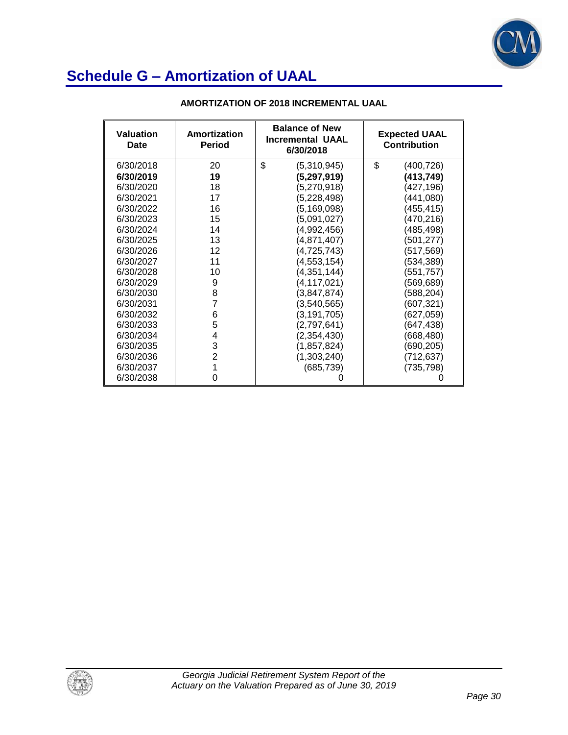# Schedule G – Amortization of UAAL

**AMORTIZATION OF 2018 INCREMENTAL UAAL**

| Valuation Date | Amortization Period | Balance of New Incremental UAAL 6/30/2018 | Expected UAAL Contribution |
|---|---|---|---|
| 6/30/2018 | 20 | $ (5,310,945) | $ (400,726) |
| **6/30/2019** | **19** | **(5,297,919)** | **(413,749)** |
| 6/30/2020 | 18 | (5,270,918) | (427,196) |
| 6/30/2021 | 17 | (5,228,498) | (441,080) |
| 6/30/2022 | 16 | (5,169,098) | (455,415) |
| 6/30/2023 | 15 | (5,091,027) | (470,216) |
| 6/30/2024 | 14 | (4,992,456) | (485,498) |
| 6/30/2025 | 13 | (4,871,407) | (501,277) |
| 6/30/2026 | 12 | (4,725,743) | (517,569) |
| 6/30/2027 | 11 | (4,553,154) | (534,389) |
| 6/30/2028 | 10 | (4,351,144) | (551,757) |
| 6/30/2029 | 9 | (4,117,021) | (569,689) |
| 6/30/2030 | 8 | (3,847,874) | (588,204) |
| 6/30/2031 | 7 | (3,540,565) | (607,321) |
| 6/30/2032 | 6 | (3,191,705) | (627,059) |
| 6/30/2033 | 5 | (2,797,641) | (647,438) |
| 6/30/2034 | 4 | (2,354,430) | (668,480) |
| 6/30/2035 | 3 | (1,857,824) | (690,205) |
| 6/30/2036 | 2 | (1,303,240) | (712,637) |
| 6/30/2037 | 1 | (685,739) | (735,798) |
| 6/30/2038 | 0 | 0 | 0 |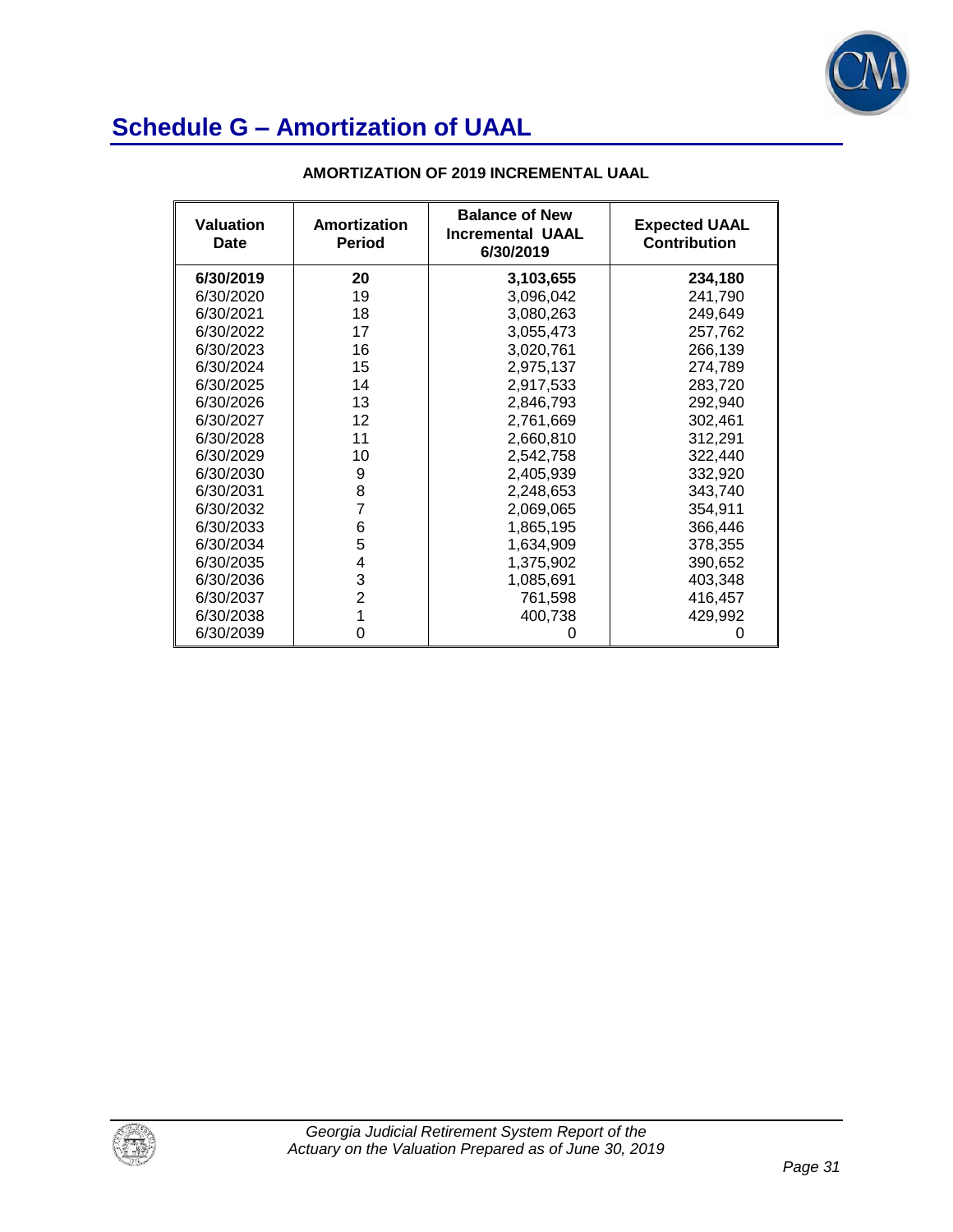# Schedule G – Amortization of UAAL

**AMORTIZATION OF 2019 INCREMENTAL UAAL**

| Valuation Date | Amortization Period | Balance of New Incremental UAAL 6/30/2019 | Expected UAAL Contribution |
|---|---|---|---|
| **6/30/2019** | **20** | **3,103,655** | **234,180** |
| 6/30/2020 | 19 | 3,096,042 | 241,790 |
| 6/30/2021 | 18 | 3,080,263 | 249,649 |
| 6/30/2022 | 17 | 3,055,473 | 257,762 |
| 6/30/2023 | 16 | 3,020,761 | 266,139 |
| 6/30/2024 | 15 | 2,975,137 | 274,789 |
| 6/30/2025 | 14 | 2,917,533 | 283,720 |
| 6/30/2026 | 13 | 2,846,793 | 292,940 |
| 6/30/2027 | 12 | 2,761,669 | 302,461 |
| 6/30/2028 | 11 | 2,660,810 | 312,291 |
| 6/30/2029 | 10 | 2,542,758 | 322,440 |
| 6/30/2030 | 9 | 2,405,939 | 332,920 |
| 6/30/2031 | 8 | 2,248,653 | 343,740 |
| 6/30/2032 | 7 | 2,069,065 | 354,911 |
| 6/30/2033 | 6 | 1,865,195 | 366,446 |
| 6/30/2034 | 5 | 1,634,909 | 378,355 |
| 6/30/2035 | 4 | 1,375,902 | 390,652 |
| 6/30/2036 | 3 | 1,085,691 | 403,348 |
| 6/30/2037 | 2 | 761,598 | 416,457 |
| 6/30/2038 | 1 | 400,738 | 429,992 |
| 6/30/2039 | 0 | 0 | 0 |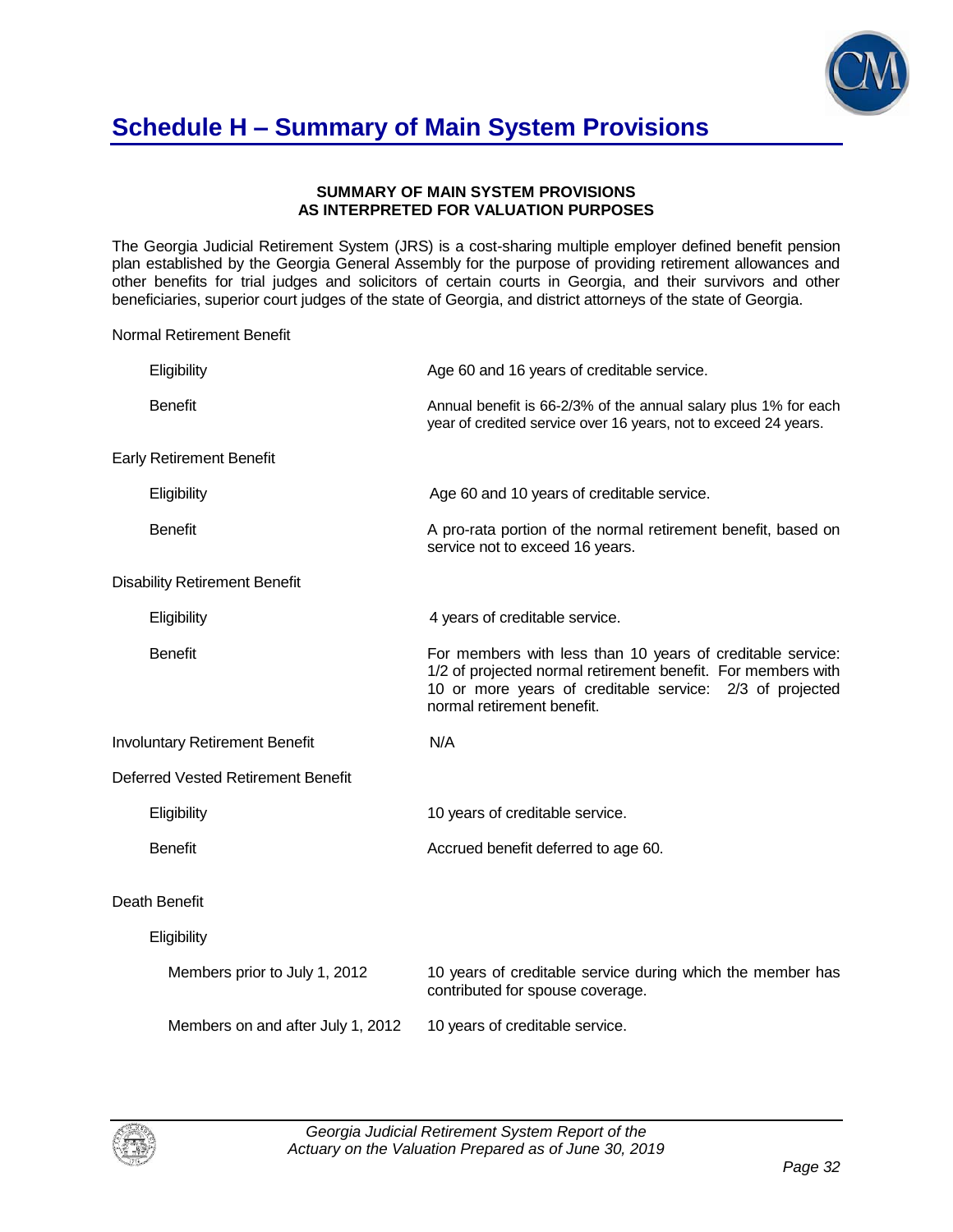# Schedule H – Summary of Main System Provisions

**SUMMARY OF MAIN SYSTEM PROVISIONS**
**AS INTERPRETED FOR VALUATION PURPOSES**

The Georgia Judicial Retirement System (JRS) is a cost-sharing multiple employer defined benefit pension plan established by the Georgia General Assembly for the purpose of providing retirement allowances and other benefits for trial judges and solicitors of certain courts in Georgia, and their survivors and other beneficiaries, superior court judges of the state of Georgia, and district attorneys of the state of Georgia.

| | |
|---|---|
| Normal Retirement Benefit | |
| Eligibility | Age 60 and 16 years of creditable service. |
| Benefit | Annual benefit is 66-2/3% of the annual salary plus 1% for each year of credited service over 16 years, not to exceed 24 years. |
| Early Retirement Benefit | |
| Eligibility | Age 60 and 10 years of creditable service. |
| Benefit | A pro-rata portion of the normal retirement benefit, based on service not to exceed 16 years. |
| Disability Retirement Benefit | |
| Eligibility | 4 years of creditable service. |
| Benefit | For members with less than 10 years of creditable service: 1/2 of projected normal retirement benefit. For members with 10 or more years of creditable service: 2/3 of projected normal retirement benefit. |
| Involuntary Retirement Benefit | N/A |
| Deferred Vested Retirement Benefit | |
| Eligibility | 10 years of creditable service. |
| Benefit | Accrued benefit deferred to age 60. |
| Death Benefit | |
| Eligibility | |
| Members prior to July 1, 2012 | 10 years of creditable service during which the member has contributed for spouse coverage. |
| Members on and after July 1, 2012 | 10 years of creditable service. |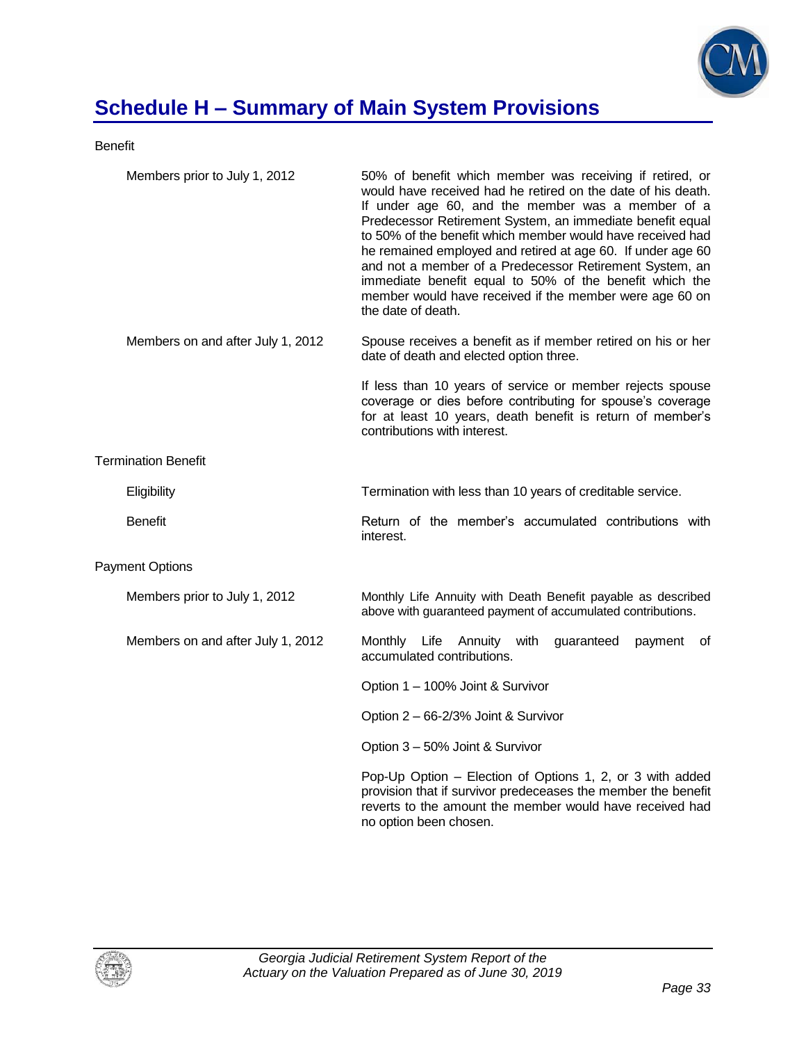# Schedule H – Summary of Main System Provisions

Benefit

| | |
|---|---|
| Members prior to July 1, 2012 | 50% of benefit which member was receiving if retired, or would have received had he retired on the date of his death. If under age 60, and the member was a member of a Predecessor Retirement System, an immediate benefit equal to 50% of the benefit which member would have received had he remained employed and retired at age 60. If under age 60 and not a member of a Predecessor Retirement System, an immediate benefit equal to 50% of the benefit which the member would have received if the member were age 60 on the date of death. |
| Members on and after July 1, 2012 | Spouse receives a benefit as if member retired on his or her date of death and elected option three. |
| | If less than 10 years of service or member rejects spouse coverage or dies before contributing for spouse's coverage for at least 10 years, death benefit is return of member's contributions with interest. |

Termination Benefit

| | |
|---|---|
| Eligibility | Termination with less than 10 years of creditable service. |
| Benefit | Return of the member's accumulated contributions with interest. |

Payment Options

| | |
|---|---|
| Members prior to July 1, 2012 | Monthly Life Annuity with Death Benefit payable as described above with guaranteed payment of accumulated contributions. |
| Members on and after July 1, 2012 | Monthly Life Annuity with guaranteed payment of accumulated contributions. |
| | Option 1 – 100% Joint & Survivor |
| | Option 2 – 66-2/3% Joint & Survivor |
| | Option 3 – 50% Joint & Survivor |
| | Pop-Up Option – Election of Options 1, 2, or 3 with added provision that if survivor predeceases the member the benefit reverts to the amount the member would have received had no option been chosen. |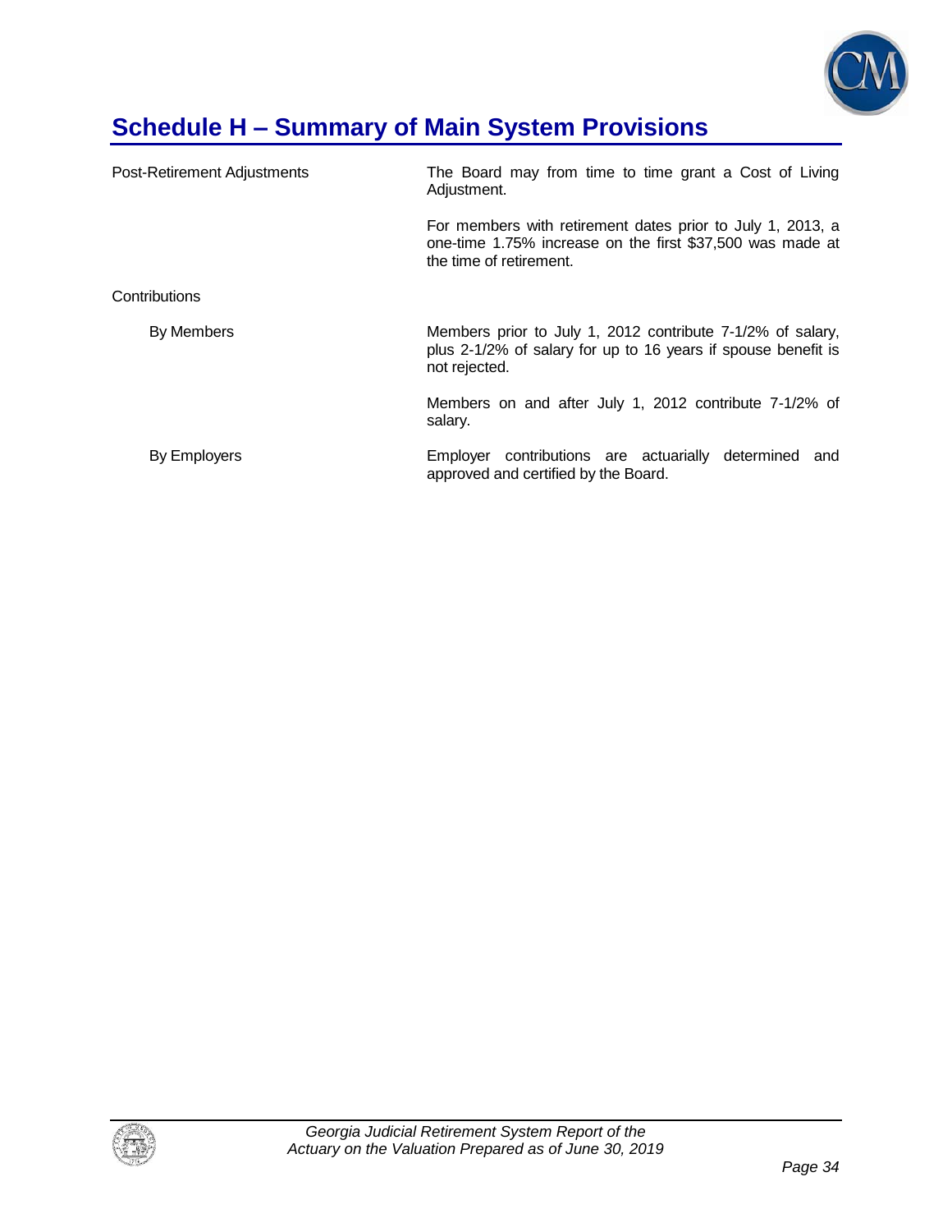## Schedule H – Summary of Main System Provisions

| | |
|---|---|
| Post-Retirement Adjustments | The Board may from time to time grant a Cost of Living Adjustment. |
| | For members with retirement dates prior to July 1, 2013, a one-time 1.75% increase on the first $37,500 was made at the time of retirement. |
| Contributions | |
| By Members | Members prior to July 1, 2012 contribute 7-1/2% of salary, plus 2-1/2% of salary for up to 16 years if spouse benefit is not rejected. |
| | Members on and after July 1, 2012 contribute 7-1/2% of salary. |
| By Employers | Employer contributions are actuarially determined and approved and certified by the Board. |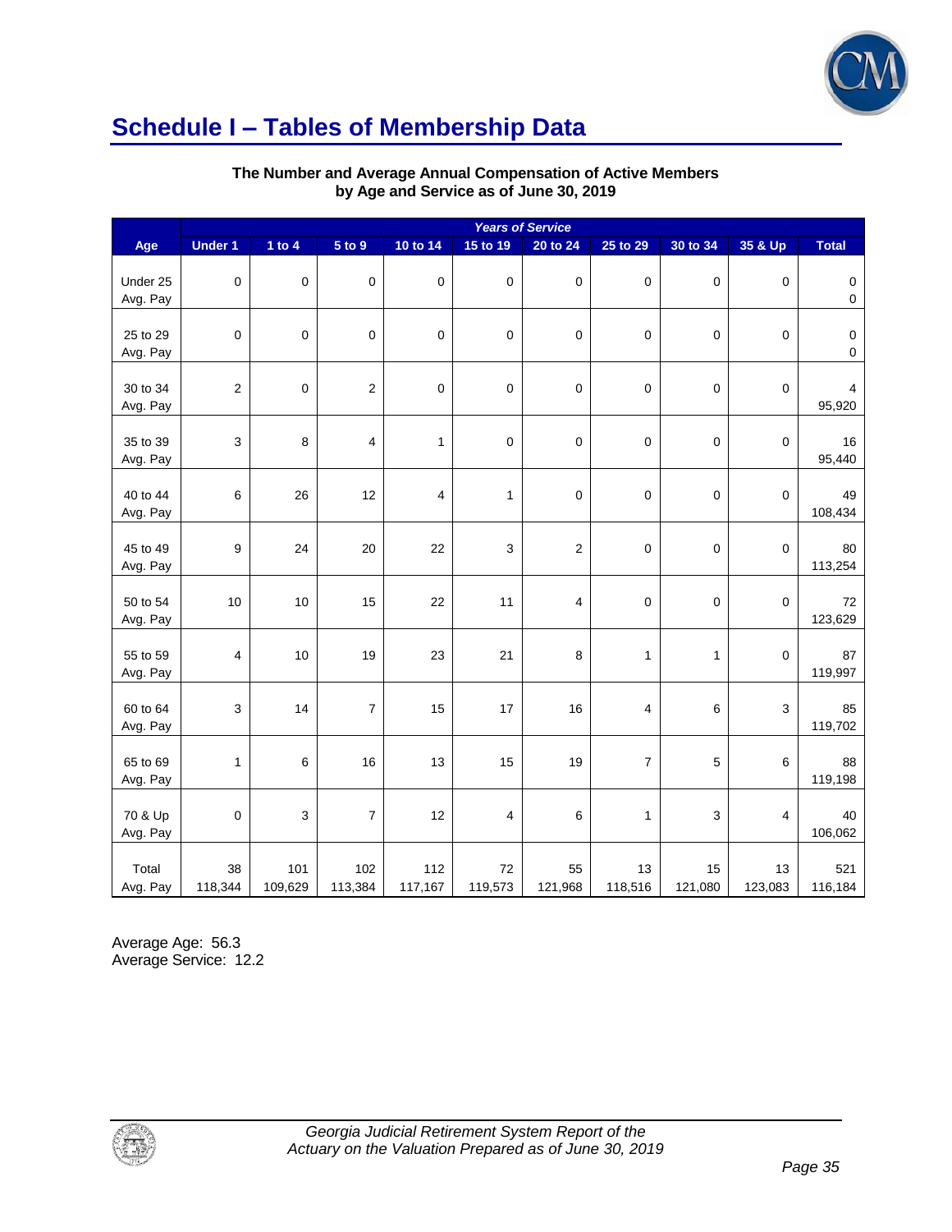## Schedule I – Tables of Membership Data

**The Number and Average Annual Compensation of Active Members by Age and Service as of June 30, 2019**

| | Years of Service | | | | | | | | | |
|---|---|---|---|---|---|---|---|---|---|---|
| Age | Under 1 | 1 to 4 | 5 to 9 | 10 to 14 | 15 to 19 | 20 to 24 | 25 to 29 | 30 to 34 | 35 & Up | Total |
| Under 25 | 0 | 0 | 0 | 0 | 0 | 0 | 0 | 0 | 0 | 0 |
| Avg. Pay | | | | | | | | | | 0 |
| 25 to 29 | 0 | 0 | 0 | 0 | 0 | 0 | 0 | 0 | 0 | 0 |
| Avg. Pay | | | | | | | | | | 0 |
| 30 to 34 | 2 | 0 | 2 | 0 | 0 | 0 | 0 | 0 | 0 | 4 |
| Avg. Pay | | | | | | | | | | 95,920 |
| 35 to 39 | 3 | 8 | 4 | 1 | 0 | 0 | 0 | 0 | 0 | 16 |
| Avg. Pay | | | | | | | | | | 95,440 |
| 40 to 44 | 6 | 26 | 12 | 4 | 1 | 0 | 0 | 0 | 0 | 49 |
| Avg. Pay | | | | | | | | | | 108,434 |
| 45 to 49 | 9 | 24 | 20 | 22 | 3 | 2 | 0 | 0 | 0 | 80 |
| Avg. Pay | | | | | | | | | | 113,254 |
| 50 to 54 | 10 | 10 | 15 | 22 | 11 | 4 | 0 | 0 | 0 | 72 |
| Avg. Pay | | | | | | | | | | 123,629 |
| 55 to 59 | 4 | 10 | 19 | 23 | 21 | 8 | 1 | 1 | 0 | 87 |
| Avg. Pay | | | | | | | | | | 119,997 |
| 60 to 64 | 3 | 14 | 7 | 15 | 17 | 16 | 4 | 6 | 3 | 85 |
| Avg. Pay | | | | | | | | | | 119,702 |
| 65 to 69 | 1 | 6 | 16 | 13 | 15 | 19 | 7 | 5 | 6 | 88 |
| Avg. Pay | | | | | | | | | | 119,198 |
| 70 & Up | 0 | 3 | 7 | 12 | 4 | 6 | 1 | 3 | 4 | 40 |
| Avg. Pay | | | | | | | | | | 106,062 |
| Total | 38 | 101 | 102 | 112 | 72 | 55 | 13 | 15 | 13 | 521 |
| Avg. Pay | 118,344 | 109,629 | 113,384 | 117,167 | 119,573 | 121,968 | 118,516 | 121,080 | 123,083 | 116,184 |

Average Age: 56.3
Average Service: 12.2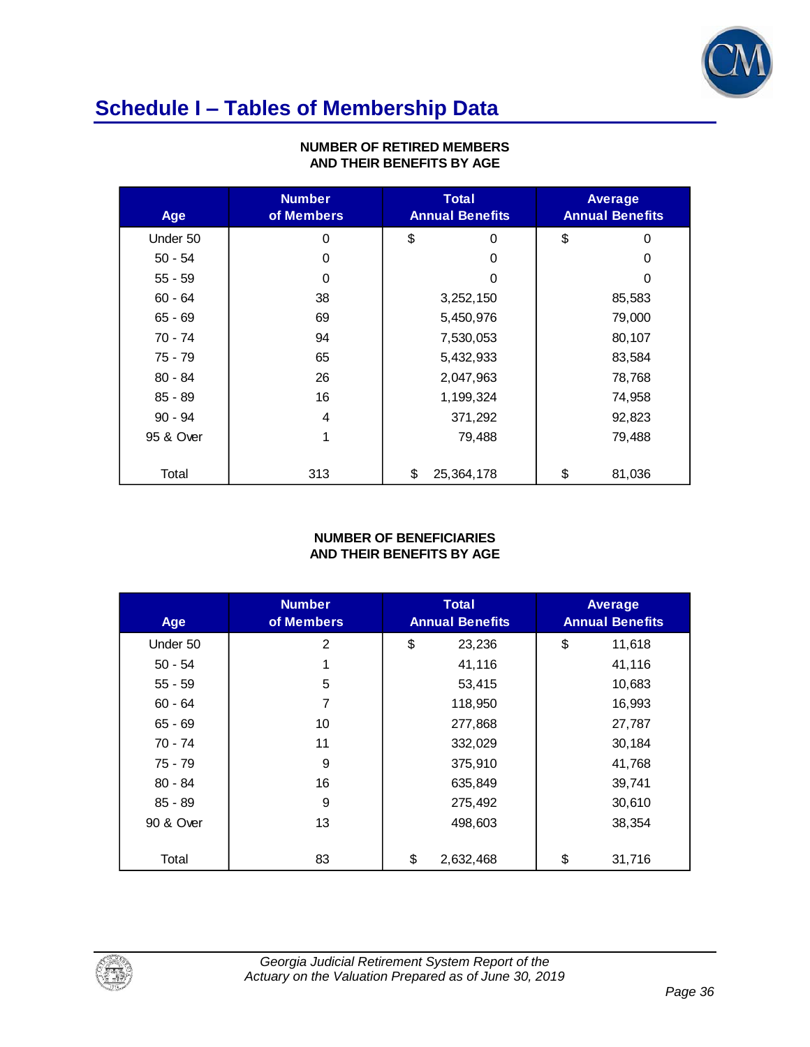# Schedule I – Tables of Membership Data

**NUMBER OF RETIRED MEMBERS AND THEIR BENEFITS BY AGE**

| Age | Number of Members | Total Annual Benefits | Average Annual Benefits |
|---|---|---|---|
| Under 50 | 0 | $ 0 | $ 0 |
| 50 - 54 | 0 | 0 | 0 |
| 55 - 59 | 0 | 0 | 0 |
| 60 - 64 | 38 | 3,252,150 | 85,583 |
| 65 - 69 | 69 | 5,450,976 | 79,000 |
| 70 - 74 | 94 | 7,530,053 | 80,107 |
| 75 - 79 | 65 | 5,432,933 | 83,584 |
| 80 - 84 | 26 | 2,047,963 | 78,768 |
| 85 - 89 | 16 | 1,199,324 | 74,958 |
| 90 - 94 | 4 | 371,292 | 92,823 |
| 95 & Over | 1 | 79,488 | 79,488 |
| Total | 313 | $ 25,364,178 | $ 81,036 |

**NUMBER OF BENEFICIARIES AND THEIR BENEFITS BY AGE**

| Age | Number of Members | Total Annual Benefits | Average Annual Benefits |
|---|---|---|---|
| Under 50 | 2 | $ 23,236 | $ 11,618 |
| 50 - 54 | 1 | 41,116 | 41,116 |
| 55 - 59 | 5 | 53,415 | 10,683 |
| 60 - 64 | 7 | 118,950 | 16,993 |
| 65 - 69 | 10 | 277,868 | 27,787 |
| 70 - 74 | 11 | 332,029 | 30,184 |
| 75 - 79 | 9 | 375,910 | 41,768 |
| 80 - 84 | 16 | 635,849 | 39,741 |
| 85 - 89 | 9 | 275,492 | 30,610 |
| 90 & Over | 13 | 498,603 | 38,354 |
| Total | 83 | $ 2,632,468 | $ 31,716 |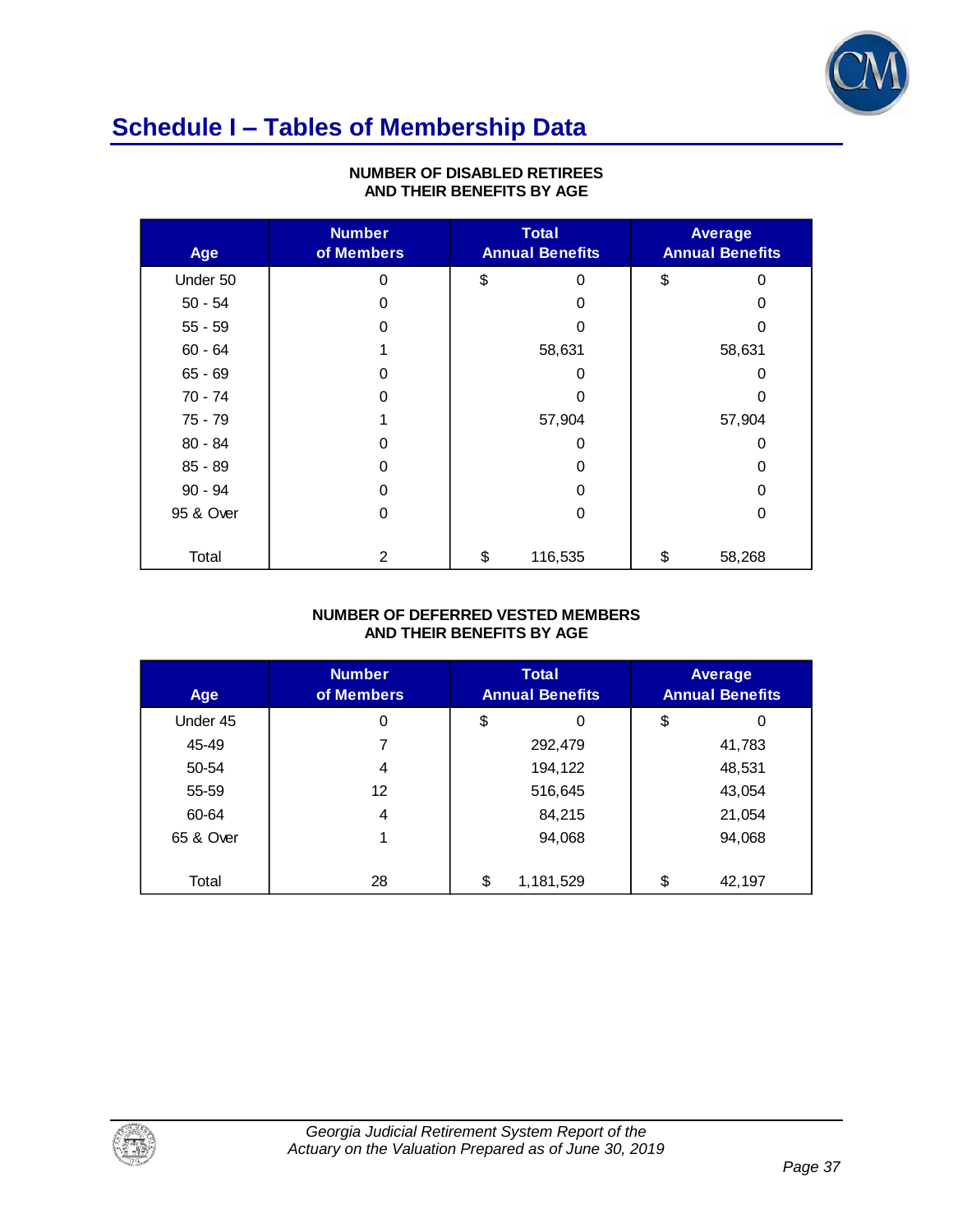## Schedule I – Tables of Membership Data

**NUMBER OF DISABLED RETIREES AND THEIR BENEFITS BY AGE**

| Age | Number of Members | Total Annual Benefits | Average Annual Benefits |
|---|---|---|---|
| Under 50 | 0 | $ 0 | $ 0 |
| 50 - 54 | 0 | 0 | 0 |
| 55 - 59 | 0 | 0 | 0 |
| 60 - 64 | 1 | 58,631 | 58,631 |
| 65 - 69 | 0 | 0 | 0 |
| 70 - 74 | 0 | 0 | 0 |
| 75 - 79 | 1 | 57,904 | 57,904 |
| 80 - 84 | 0 | 0 | 0 |
| 85 - 89 | 0 | 0 | 0 |
| 90 - 94 | 0 | 0 | 0 |
| 95 & Over | 0 | 0 | 0 |
| Total | 2 | $ 116,535 | $ 58,268 |

**NUMBER OF DEFERRED VESTED MEMBERS AND THEIR BENEFITS BY AGE**

| Age | Number of Members | Total Annual Benefits | Average Annual Benefits |
|---|---|---|---|
| Under 45 | 0 | $ 0 | $ 0 |
| 45-49 | 7 | 292,479 | 41,783 |
| 50-54 | 4 | 194,122 | 48,531 |
| 55-59 | 12 | 516,645 | 43,054 |
| 60-64 | 4 | 84,215 | 21,054 |
| 65 & Over | 1 | 94,068 | 94,068 |
| Total | 28 | $ 1,181,529 | $ 42,197 |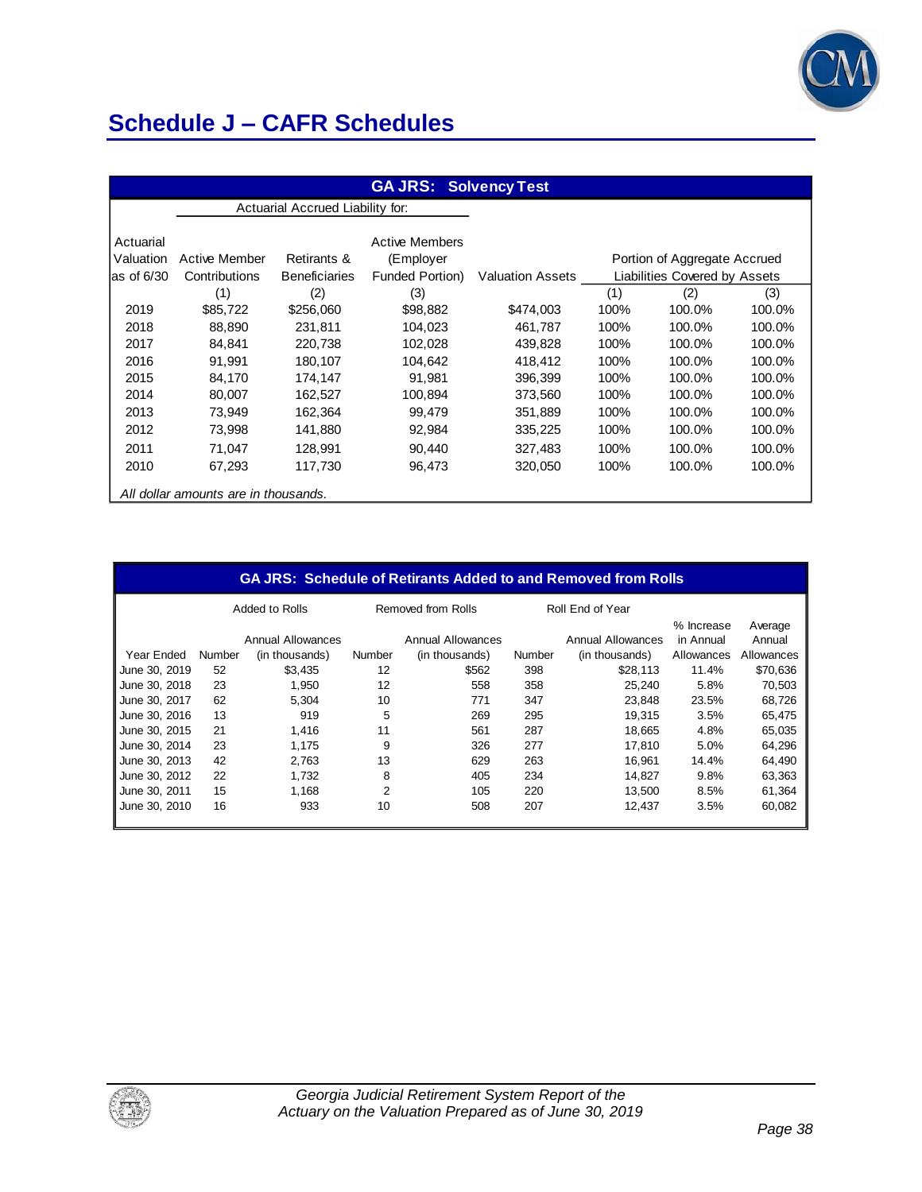# Schedule J – CAFR Schedules

**GA JRS: Solvency Test**

| | Actuarial Accrued Liability for: | | | | | | |
|---|---|---|---|---|---|---|---|
| Actuarial Valuation as of 6/30 | Active Member Contributions | Retirants & Beneficiaries | Active Members (Employer Funded Portion) | Valuation Assets | Portion of Aggregate Accrued Liabilities Covered by Assets | | |
| | (1) | (2) | (3) | | (1) | (2) | (3) |
| 2019 | $85,722 | $256,060 | $98,882 | $474,003 | 100% | 100.0% | 100.0% |
| 2018 | 88,890 | 231,811 | 104,023 | 461,787 | 100% | 100.0% | 100.0% |
| 2017 | 84,841 | 220,738 | 102,028 | 439,828 | 100% | 100.0% | 100.0% |
| 2016 | 91,991 | 180,107 | 104,642 | 418,412 | 100% | 100.0% | 100.0% |
| 2015 | 84,170 | 174,147 | 91,981 | 396,399 | 100% | 100.0% | 100.0% |
| 2014 | 80,007 | 162,527 | 100,894 | 373,560 | 100% | 100.0% | 100.0% |
| 2013 | 73,949 | 162,364 | 99,479 | 351,889 | 100% | 100.0% | 100.0% |
| 2012 | 73,998 | 141,880 | 92,984 | 335,225 | 100% | 100.0% | 100.0% |
| 2011 | 71,047 | 128,991 | 90,440 | 327,483 | 100% | 100.0% | 100.0% |
| 2010 | 67,293 | 117,730 | 96,473 | 320,050 | 100% | 100.0% | 100.0% |

*All dollar amounts are in thousands.*

**GA JRS: Schedule of Retirants Added to and Removed from Rolls**

| | Added to Rolls | | Removed from Rolls | | Roll End of Year | | | |
|---|---|---|---|---|---|---|---|---|
| Year Ended | Number | Annual Allowances (in thousands) | Number | Annual Allowances (in thousands) | Number | Annual Allowances (in thousands) | % Increase in Annual Allowances | Average Annual Allowances |
| June 30, 2019 | 52 | $3,435 | 12 | $562 | 398 | $28,113 | 11.4% | $70,636 |
| June 30, 2018 | 23 | 1,950 | 12 | 558 | 358 | 25,240 | 5.8% | 70,503 |
| June 30, 2017 | 62 | 5,304 | 10 | 771 | 347 | 23,848 | 23.5% | 68,726 |
| June 30, 2016 | 13 | 919 | 5 | 269 | 295 | 19,315 | 3.5% | 65,475 |
| June 30, 2015 | 21 | 1,416 | 11 | 561 | 287 | 18,665 | 4.8% | 65,035 |
| June 30, 2014 | 23 | 1,175 | 9 | 326 | 277 | 17,810 | 5.0% | 64,296 |
| June 30, 2013 | 42 | 2,763 | 13 | 629 | 263 | 16,961 | 14.4% | 64,490 |
| June 30, 2012 | 22 | 1,732 | 8 | 405 | 234 | 14,827 | 9.8% | 63,363 |
| June 30, 2011 | 15 | 1,168 | 2 | 105 | 220 | 13,500 | 8.5% | 61,364 |
| June 30, 2010 | 16 | 933 | 10 | 508 | 207 | 12,437 | 3.5% | 60,082 |